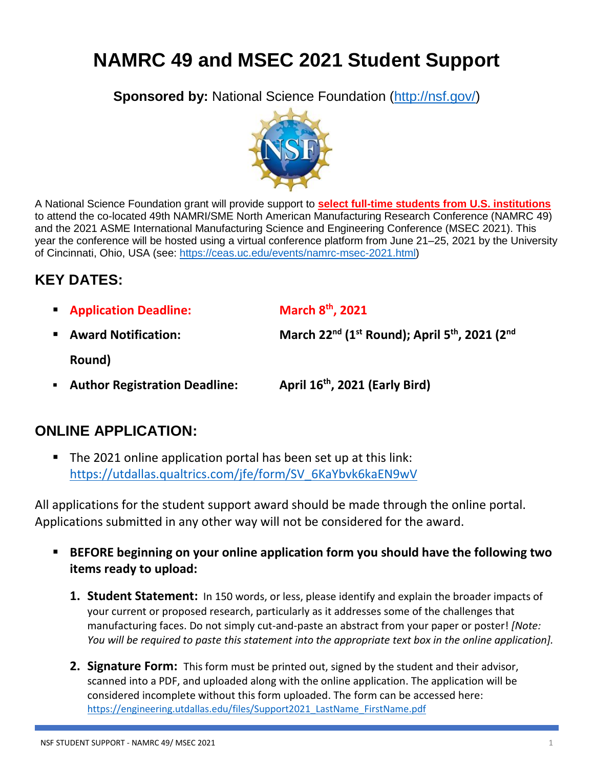# NAMRC 49 and MSEC 2021 Student Support

**Sponsored by:** National Science Foundation (http://nsf.gov/)

A National Science Foundation grant will provide support to **select full-time students from U.S. institutions** to attend the co-located 49th NAMRI/SME North American Manufacturing Research Conference (NAMRC 49) and the 2021 ASME International Manufacturing Science and Engineering Conference (MSEC 2021). This year the conference will be hosted using a virtual conference platform from June 21–25, 2021 by the University of Cincinnati, Ohio, USA (see: https://ceas.uc.edu/events/namrc-msec-2021.html)

## KEY DATES:

- **Application Deadline:** **March 8th, 2021**
- **Award Notification:** **March 22nd (1st Round); April 5th, 2021 (2nd Round)**
- **Author Registration Deadline:** **April 16th, 2021 (Early Bird)**

## ONLINE APPLICATION:

- The 2021 online application portal has been set up at this link: https://utdallas.qualtrics.com/jfe/form/SV_6KaYbvk6kaEN9wV

All applications for the student support award should be made through the online portal. Applications submitted in any other way will not be considered for the award.

- **BEFORE beginning on your online application form you should have the following two items ready to upload:**

  1. **Student Statement:** In 150 words, or less, please identify and explain the broader impacts of your current or proposed research, particularly as it addresses some of the challenges that manufacturing faces. Do not simply cut-and-paste an abstract from your paper or poster! *[Note: You will be required to paste this statement into the appropriate text box in the online application].*

  2. **Signature Form:** This form must be printed out, signed by the student and their advisor, scanned into a PDF, and uploaded along with the online application. The application will be considered incomplete without this form uploaded. The form can be accessed here: https://engineering.utdallas.edu/files/Support2021_LastName_FirstName.pdf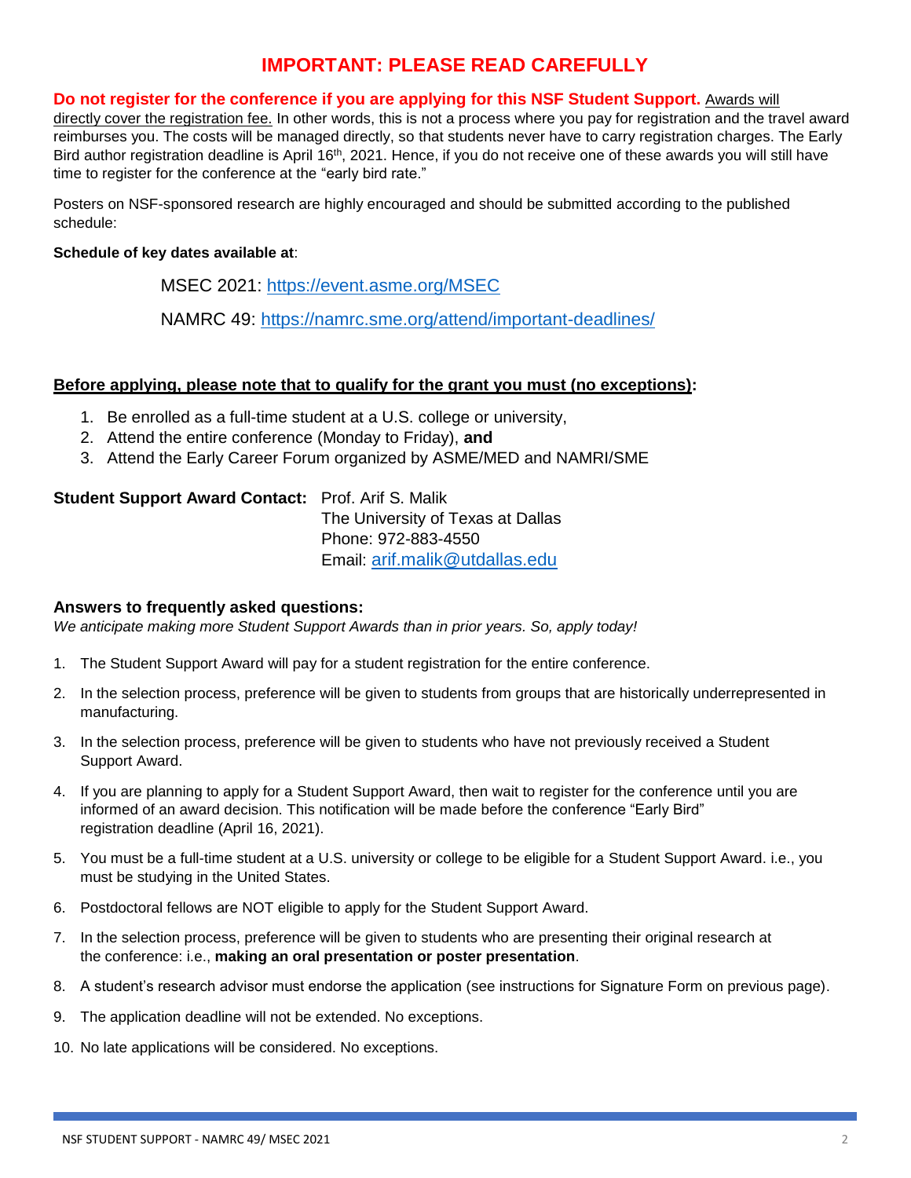# IMPORTANT: PLEASE READ CAREFULLY

**Do not register for the conference if you are applying for this NSF Student Support.** Awards will directly cover the registration fee. In other words, this is not a process where you pay for registration and the travel award reimburses you. The costs will be managed directly, so that students never have to carry registration charges. The Early Bird author registration deadline is April 16th, 2021. Hence, if you do not receive one of these awards you will still have time to register for the conference at the "early bird rate."

Posters on NSF-sponsored research are highly encouraged and should be submitted according to the published schedule:

**Schedule of key dates available at**:

MSEC 2021: https://event.asme.org/MSEC

NAMRC 49: https://namrc.sme.org/attend/important-deadlines/

**Before applying, please note that to qualify for the grant you must (no exceptions):**

1. Be enrolled as a full-time student at a U.S. college or university,
2. Attend the entire conference (Monday to Friday), **and**
3. Attend the Early Career Forum organized by ASME/MED and NAMRI/SME

**Student Support Award Contact:** Prof. Arif S. Malik
The University of Texas at Dallas
Phone: 972-883-4550
Email: arif.malik@utdallas.edu

### Answers to frequently asked questions:

*We anticipate making more Student Support Awards than in prior years. So, apply today!*

1. The Student Support Award will pay for a student registration for the entire conference.
2. In the selection process, preference will be given to students from groups that are historically underrepresented in manufacturing.
3. In the selection process, preference will be given to students who have not previously received a Student Support Award.
4. If you are planning to apply for a Student Support Award, then wait to register for the conference until you are informed of an award decision. This notification will be made before the conference "Early Bird" registration deadline (April 16, 2021).
5. You must be a full-time student at a U.S. university or college to be eligible for a Student Support Award. i.e., you must be studying in the United States.
6. Postdoctoral fellows are NOT eligible to apply for the Student Support Award.
7. In the selection process, preference will be given to students who are presenting their original research at the conference: i.e., **making an oral presentation or poster presentation**.
8. A student's research advisor must endorse the application (see instructions for Signature Form on previous page).
9. The application deadline will not be extended. No exceptions.
10. No late applications will be considered. No exceptions.